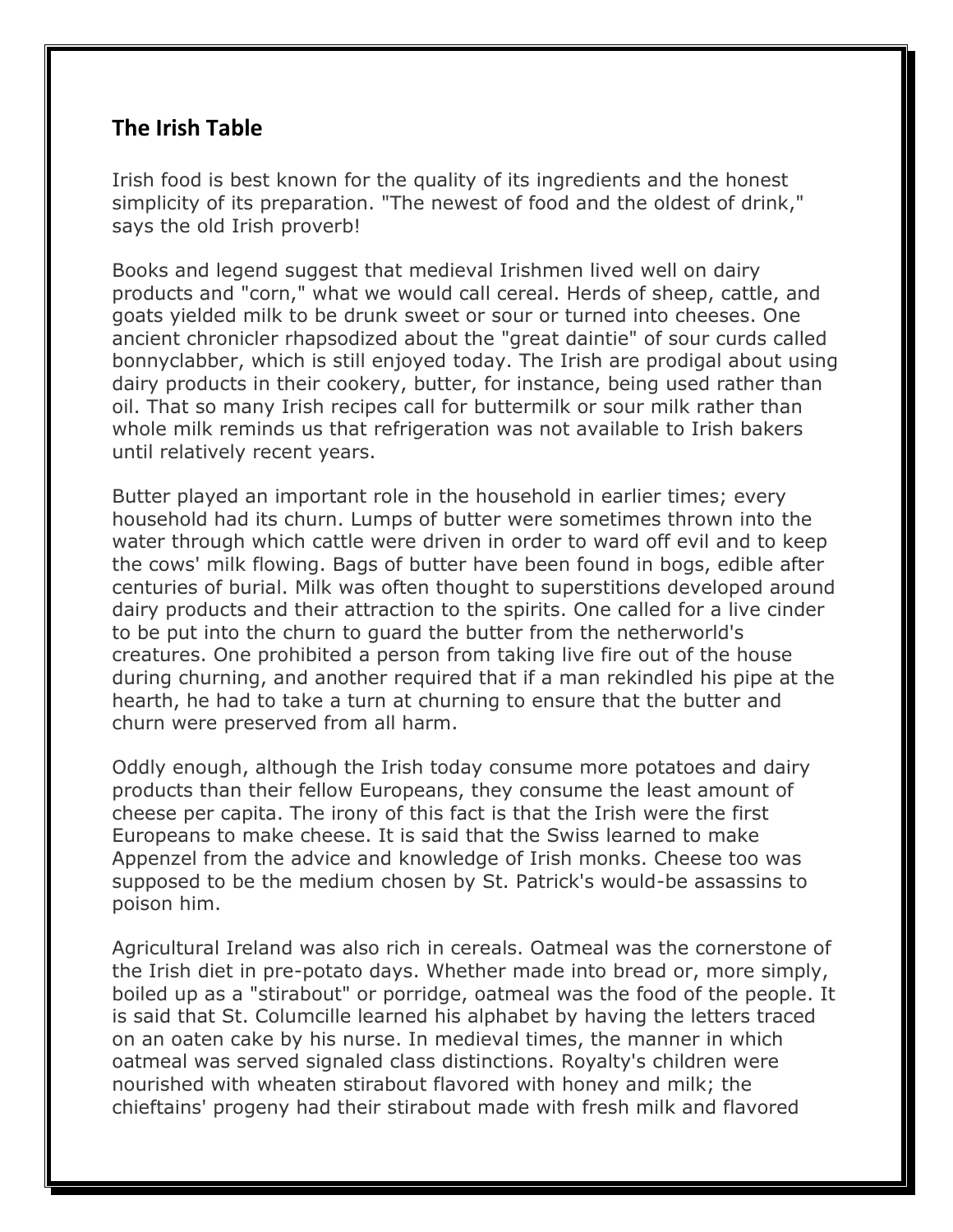## The Irish Table

Irish food is best known for the quality of its ingredients and the honest simplicity of its preparation. "The newest of food and the oldest of drink," says the old Irish proverb!

Books and legend suggest that medieval Irishmen lived well on dairy products and "corn," what we would call cereal. Herds of sheep, cattle, and goats yielded milk to be drunk sweet or sour or turned into cheeses. One ancient chronicler rhapsodized about the "great daintie" of sour curds called bonnyclabber, which is still enjoyed today. The Irish are prodigal about using dairy products in their cookery, butter, for instance, being used rather than oil. That so many Irish recipes call for buttermilk or sour milk rather than whole milk reminds us that refrigeration was not available to Irish bakers until relatively recent years.

Butter played an important role in the household in earlier times; every household had its churn. Lumps of butter were sometimes thrown into the water through which cattle were driven in order to ward off evil and to keep the cows' milk flowing. Bags of butter have been found in bogs, edible after centuries of burial. Milk was often thought to superstitions developed around dairy products and their attraction to the spirits. One called for a live cinder to be put into the churn to guard the butter from the netherworld's creatures. One prohibited a person from taking live fire out of the house during churning, and another required that if a man rekindled his pipe at the hearth, he had to take a turn at churning to ensure that the butter and churn were preserved from all harm.

Oddly enough, although the Irish today consume more potatoes and dairy products than their fellow Europeans, they consume the least amount of cheese per capita. The irony of this fact is that the Irish were the first Europeans to make cheese. It is said that the Swiss learned to make Appenzel from the advice and knowledge of Irish monks. Cheese too was supposed to be the medium chosen by St. Patrick's would-be assassins to poison him.

Agricultural Ireland was also rich in cereals. Oatmeal was the cornerstone of the Irish diet in pre-potato days. Whether made into bread or, more simply, boiled up as a "stirabout" or porridge, oatmeal was the food of the people. It is said that St. Columcille learned his alphabet by having the letters traced on an oaten cake by his nurse. In medieval times, the manner in which oatmeal was served signaled class distinctions. Royalty's children were nourished with wheaten stirabout flavored with honey and milk; the chieftains' progeny had their stirabout made with fresh milk and flavored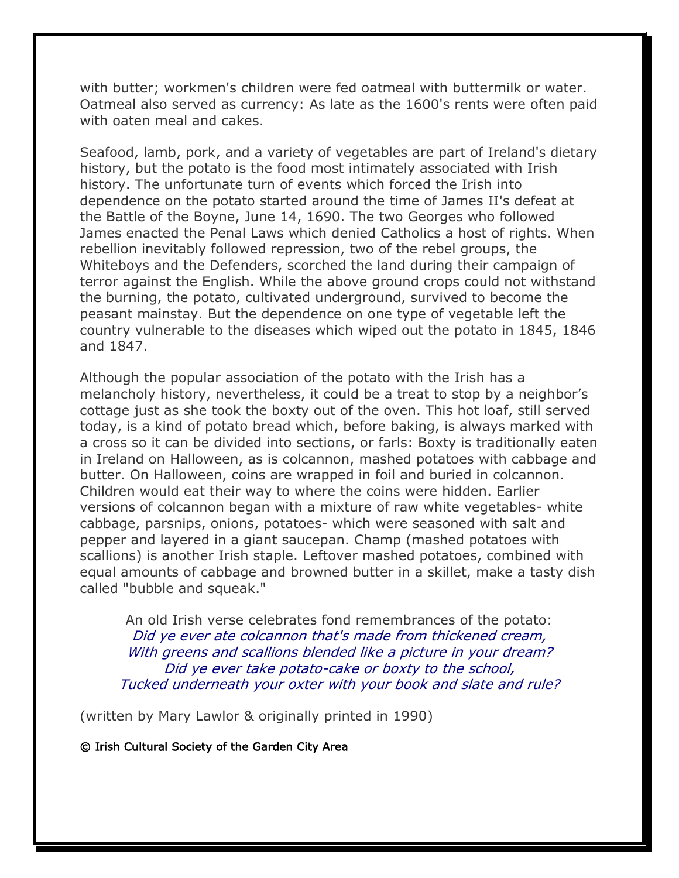with butter; workmen's children were fed oatmeal with buttermilk or water. Oatmeal also served as currency: As late as the 1600's rents were often paid with oaten meal and cakes.

Seafood, lamb, pork, and a variety of vegetables are part of Ireland's dietary history, but the potato is the food most intimately associated with Irish history. The unfortunate turn of events which forced the Irish into dependence on the potato started around the time of James II's defeat at the Battle of the Boyne, June 14, 1690. The two Georges who followed James enacted the Penal Laws which denied Catholics a host of rights. When rebellion inevitably followed repression, two of the rebel groups, the Whiteboys and the Defenders, scorched the land during their campaign of terror against the English. While the above ground crops could not withstand the burning, the potato, cultivated underground, survived to become the peasant mainstay. But the dependence on one type of vegetable left the country vulnerable to the diseases which wiped out the potato in 1845, 1846 and 1847.

Although the popular association of the potato with the Irish has a melancholy history, nevertheless, it could be a treat to stop by a neighbor's cottage just as she took the boxty out of the oven. This hot loaf, still served today, is a kind of potato bread which, before baking, is always marked with a cross so it can be divided into sections, or farls: Boxty is traditionally eaten in Ireland on Halloween, as is colcannon, mashed potatoes with cabbage and butter. On Halloween, coins are wrapped in foil and buried in colcannon. Children would eat their way to where the coins were hidden. Earlier versions of colcannon began with a mixture of raw white vegetables- white cabbage, parsnips, onions, potatoes- which were seasoned with salt and pepper and layered in a giant saucepan. Champ (mashed potatoes with scallions) is another Irish staple. Leftover mashed potatoes, combined with equal amounts of cabbage and browned butter in a skillet, make a tasty dish called "bubble and squeak."

An old Irish verse celebrates fond remembrances of the potato:

*Did ye ever ate colcannon that's made from thickened cream,*
*With greens and scallions blended like a picture in your dream?*
*Did ye ever take potato-cake or boxty to the school,*
*Tucked underneath your oxter with your book and slate and rule?*

(written by Mary Lawlor & originally printed in 1990)

© Irish Cultural Society of the Garden City Area